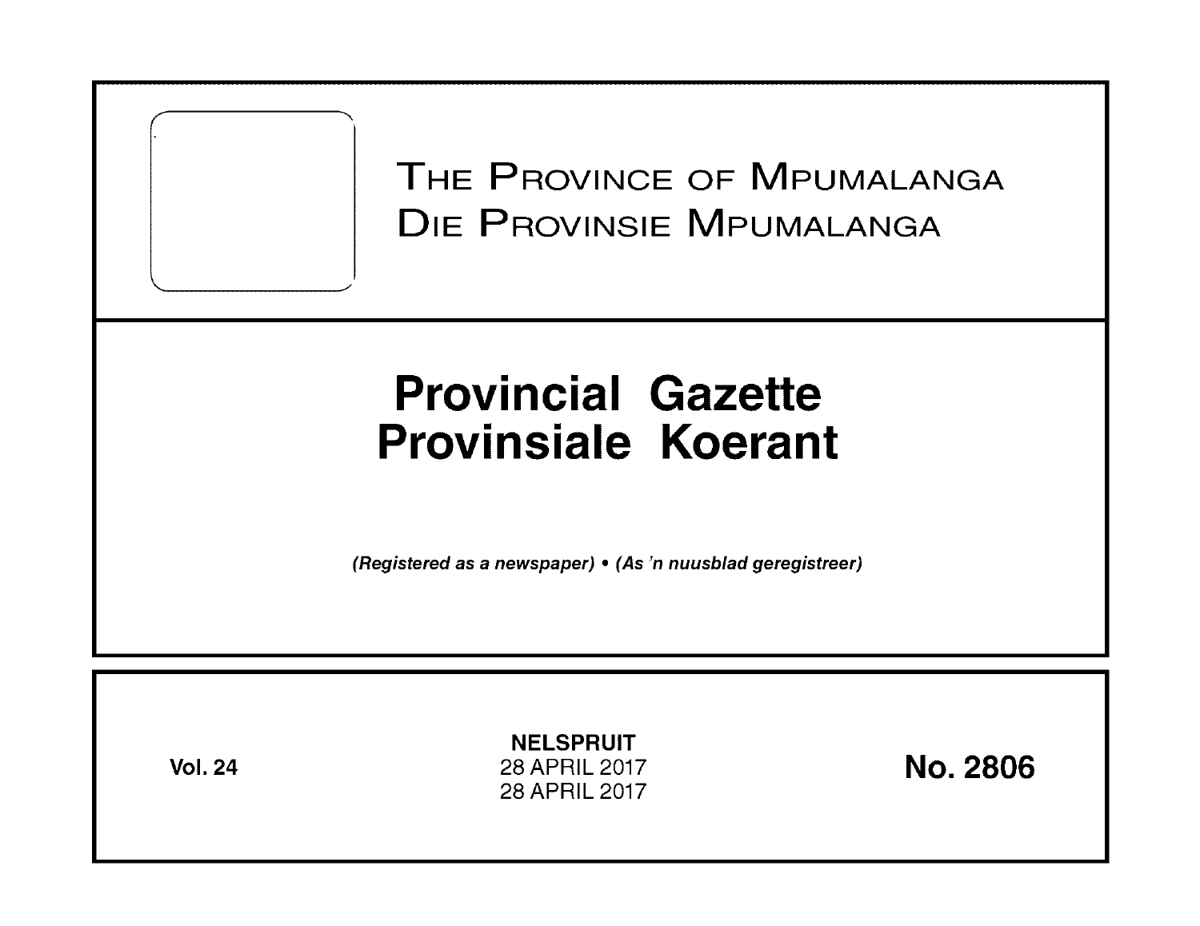# The Province of Mpumalanga
# Die Provinsie Mpumalanga

# Provincial Gazette
# Provinsiale Koerant

*(Registered as a newspaper) • (As 'n nuusblad geregistreer)*

**Vol. 24**

**NELSPRUIT**
28 APRIL 2017
28 APRIL 2017

**No. 2806**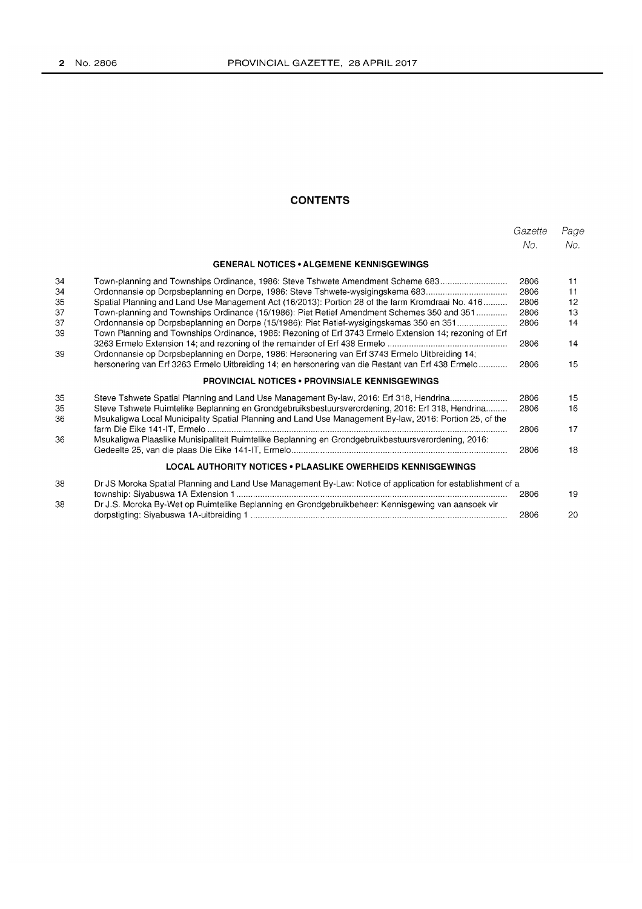## CONTENTS

| | | Gazette No. | Page No. |
|---|---|---|---|
| | **GENERAL NOTICES • ALGEMENE KENNISGEWINGS** | | |
| 34 | Town-planning and Townships Ordinance, 1986: Steve Tshwete Amendment Scheme 683 | 2806 | 11 |
| 34 | Ordonnansie op Dorpsbeplanning en Dorpe, 1986: Steve Tshwete-wysigingskema 683 | 2806 | 11 |
| 35 | Spatial Planning and Land Use Management Act (16/2013): Portion 28 of the farm Kromdraai No. 416 | 2806 | 12 |
| 37 | Town-planning and Townships Ordinance (15/1986): Piet Retief Amendment Schemes 350 and 351 | 2806 | 13 |
| 37 | Ordonnansie op Dorpsbeplanning en Dorpe (15/1986): Piet Retief-wysigingskemas 350 en 351 | 2806 | 14 |
| 39 | Town Planning and Townships Ordinance, 1986: Rezoning of Erf 3743 Ermelo Extension 14; rezoning of Erf 3263 Ermelo Extension 14; and rezoning of the remainder of Erf 438 Ermelo | 2806 | 14 |
| 39 | Ordonnansie op Dorpsbeplanning en Dorpe, 1986: Hersonering van Erf 3743 Ermelo Uitbreiding 14; hersonering van Erf 3263 Ermelo Uitbreiding 14; en hersonering van die Restant van Erf 438 Ermelo | 2806 | 15 |
| | **PROVINCIAL NOTICES • PROVINSIALE KENNISGEWINGS** | | |
| 35 | Steve Tshwete Spatial Planning and Land Use Management By-law, 2016: Erf 318, Hendrina | 2806 | 15 |
| 35 | Steve Tshwete Ruimtelike Beplanning en Grondgebruiksbestuursverordening, 2016: Erf 318, Hendrina | 2806 | 16 |
| 36 | Msukaligwa Local Municipality Spatial Planning and Land Use Management By-law, 2016: Portion 25, of the farm Die Eike 141-IT, Ermelo | 2806 | 17 |
| 36 | Msukaligwa Plaaslike Munisipaliteit Ruimtelike Beplanning en Grondgebruikbestuursverordening, 2016: Gedeelte 25, van die plaas Die Eike 141-IT, Ermelo | 2806 | 18 |
| | **LOCAL AUTHORITY NOTICES • PLAASLIKE OWERHEIDS KENNISGEWINGS** | | |
| 38 | Dr JS Moroka Spatial Planning and Land Use Management By-Law: Notice of application for establishment of a township: Siyabuswa 1A Extension 1 | 2806 | 19 |
| 38 | Dr J.S. Moroka By-Wet op Ruimtelike Beplanning en Grondgebruikbeheer: Kennisgewing van aansoek vir dorpstigting: Siyabuswa 1A-uitbreiding 1 | 2806 | 20 |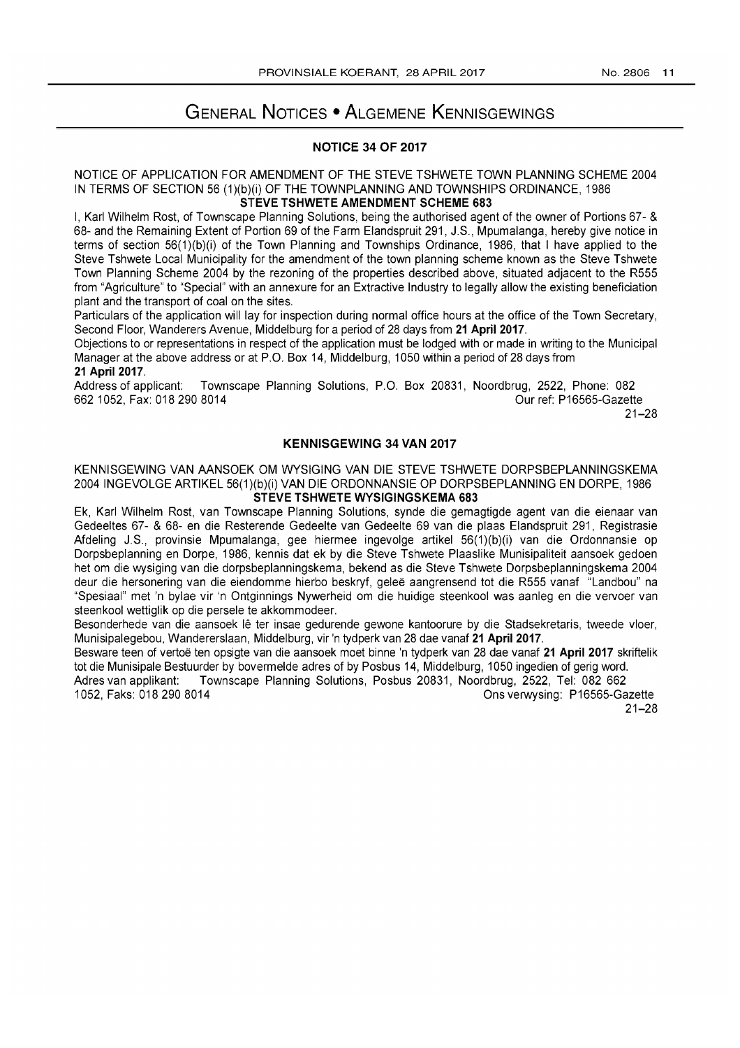# GENERAL NOTICES • ALGEMENE KENNISGEWINGS

## NOTICE 34 OF 2017

NOTICE OF APPLICATION FOR AMENDMENT OF THE STEVE TSHWETE TOWN PLANNING SCHEME 2004 IN TERMS OF SECTION 56 (1)(b)(i) OF THE TOWNPLANNING AND TOWNSHIPS ORDINANCE, 1986

**STEVE TSHWETE AMENDMENT SCHEME 683**

I, Karl Wilhelm Rost, of Townscape Planning Solutions, being the authorised agent of the owner of Portions 67- & 68- and the Remaining Extent of Portion 69 of the Farm Elandspruit 291, J.S., Mpumalanga, hereby give notice in terms of section 56(1)(b)(i) of the Town Planning and Townships Ordinance, 1986, that I have applied to the Steve Tshwete Local Municipality for the amendment of the town planning scheme known as the Steve Tshwete Town Planning Scheme 2004 by the rezoning of the properties described above, situated adjacent to the R555 from "Agriculture" to "Special" with an annexure for an Extractive Industry to legally allow the existing beneficiation plant and the transport of coal on the sites.

Particulars of the application will lay for inspection during normal office hours at the office of the Town Secretary, Second Floor, Wanderers Avenue, Middelburg for a period of 28 days from **21 April 2017**.

Objections to or representations in respect of the application must be lodged with or made in writing to the Municipal Manager at the above address or at P.O. Box 14, Middelburg, 1050 within a period of 28 days from **21 April 2017**.

Address of applicant: Townscape Planning Solutions, P.O. Box 20831, Noordbrug, 2522, Phone: 082 662 1052, Fax: 018 290 8014

Our ref: P16565-Gazette

21–28

## KENNISGEWING 34 VAN 2017

KENNISGEWING VAN AANSOEK OM WYSIGING VAN DIE STEVE TSHWETE DORPSBEPLANNINGSKEMA 2004 INGEVOLGE ARTIKEL 56(1)(b)(i) VAN DIE ORDONNANSIE OP DORPSBEPLANNING EN DORPE, 1986

**STEVE TSHWETE WYSIGINGSKEMA 683**

Ek, Karl Wilhelm Rost, van Townscape Planning Solutions, synde die gemagtigde agent van die eienaar van Gedeeltes 67- & 68- en die Resterende Gedeelte van Gedeelte 69 van die plaas Elandspruit 291, Registrasie Afdeling J.S., provinsie Mpumalanga, gee hiermee ingevolge artikel 56(1)(b)(i) van die Ordonnansie op Dorpsbeplanning en Dorpe, 1986, kennis dat ek by die Steve Tshwete Plaaslike Munisipaliteit aansoek gedoen het om die wysiging van die dorpsbeplanningskema, bekend as die Steve Tshwete Dorpsbeplanningskema 2004 deur die hersonering van die eiendomme hierbo beskryf, geleë aangrensend tot die R555 vanaf "Landbou" na "Spesiaal" met 'n bylae vir 'n Ontginnings Nywerheid om die huidige steenkool was aanleg en die vervoer van steenkool wettiglik op die persele te akkommodeer.

Besonderhede van die aansoek lê ter insae gedurende gewone kantoorure by die Stadsekretaris, tweede vloer, Munisipalegebou, Wandererslaan, Middelburg, vir 'n tydperk van 28 dae vanaf **21 April 2017**.

Besware teen of vertoë ten opsigte van die aansoek moet binne 'n tydperk van 28 dae vanaf **21 April 2017** skriftelik tot die Munisipale Bestuurder by bovermelde adres of by Posbus 14, Middelburg, 1050 ingedien of gerig word.

Adres van applikant: Townscape Planning Solutions, Posbus 20831, Noordbrug, 2522, Tel: 082 662 1052, Faks: 018 290 8014

Ons verwysing: P16565-Gazette

21–28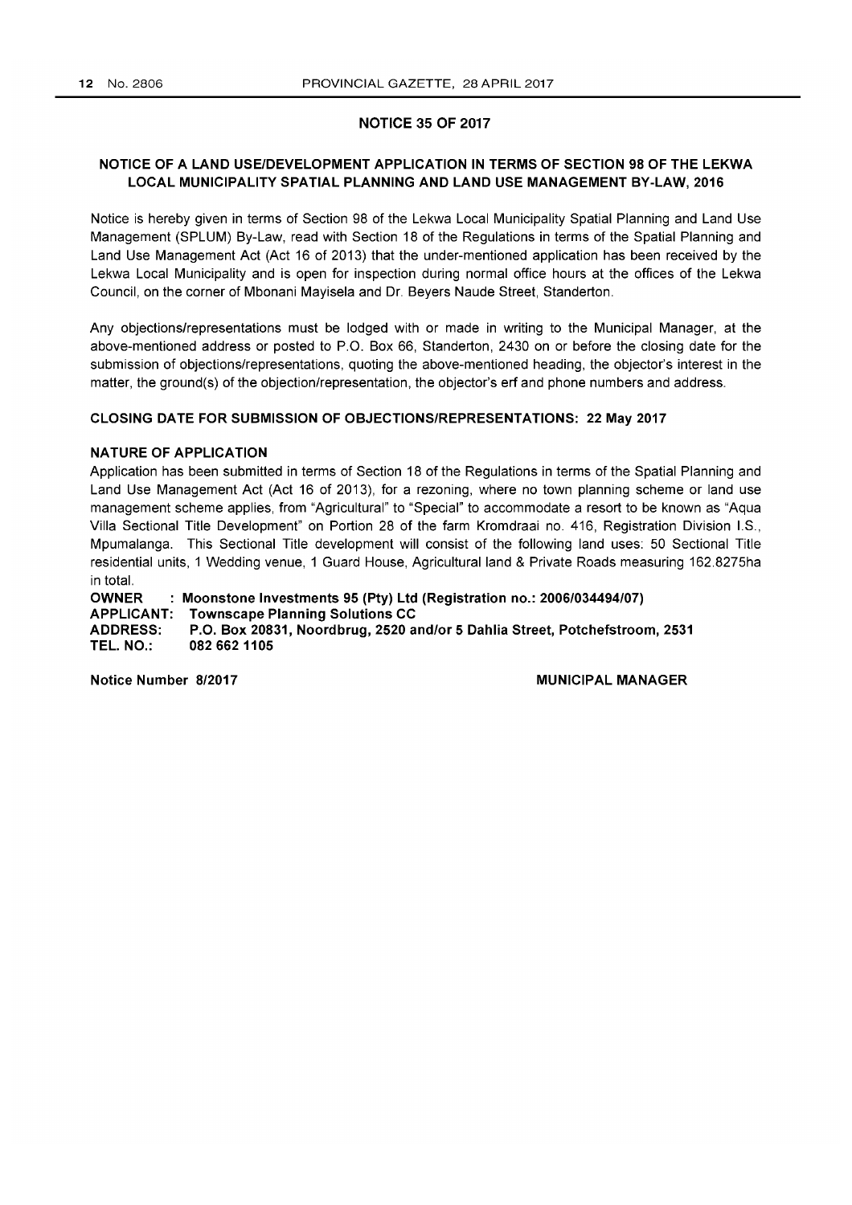## NOTICE 35 OF 2017

### NOTICE OF A LAND USE/DEVELOPMENT APPLICATION IN TERMS OF SECTION 98 OF THE LEKWA LOCAL MUNICIPALITY SPATIAL PLANNING AND LAND USE MANAGEMENT BY-LAW, 2016

Notice is hereby given in terms of Section 98 of the Lekwa Local Municipality Spatial Planning and Land Use Management (SPLUM) By-Law, read with Section 18 of the Regulations in terms of the Spatial Planning and Land Use Management Act (Act 16 of 2013) that the under-mentioned application has been received by the Lekwa Local Municipality and is open for inspection during normal office hours at the offices of the Lekwa Council, on the corner of Mbonani Mayisela and Dr. Beyers Naude Street, Standerton.

Any objections/representations must be lodged with or made in writing to the Municipal Manager, at the above-mentioned address or posted to P.O. Box 66, Standerton, 2430 on or before the closing date for the submission of objections/representations, quoting the above-mentioned heading, the objector's interest in the matter, the ground(s) of the objection/representation, the objector's erf and phone numbers and address.

**CLOSING DATE FOR SUBMISSION OF OBJECTIONS/REPRESENTATIONS: 22 May 2017**

**NATURE OF APPLICATION**

Application has been submitted in terms of Section 18 of the Regulations in terms of the Spatial Planning and Land Use Management Act (Act 16 of 2013), for a rezoning, where no town planning scheme or land use management scheme applies, from "Agricultural" to "Special" to accommodate a resort to be known as "Aqua Villa Sectional Title Development" on Portion 28 of the farm Kromdraai no. 416, Registration Division I.S., Mpumalanga. This Sectional Title development will consist of the following land uses: 50 Sectional Title residential units, 1 Wedding venue, 1 Guard House, Agricultural land & Private Roads measuring 162.8275ha in total.

**OWNER : Moonstone Investments 95 (Pty) Ltd (Registration no.: 2006/034494/07)**
**APPLICANT: Townscape Planning Solutions CC**
**ADDRESS: P.O. Box 20831, Noordbrug, 2520 and/or 5 Dahlia Street, Potchefstroom, 2531**
**TEL. NO.: 082 662 1105**

**Notice Number 8/2017** **MUNICIPAL MANAGER**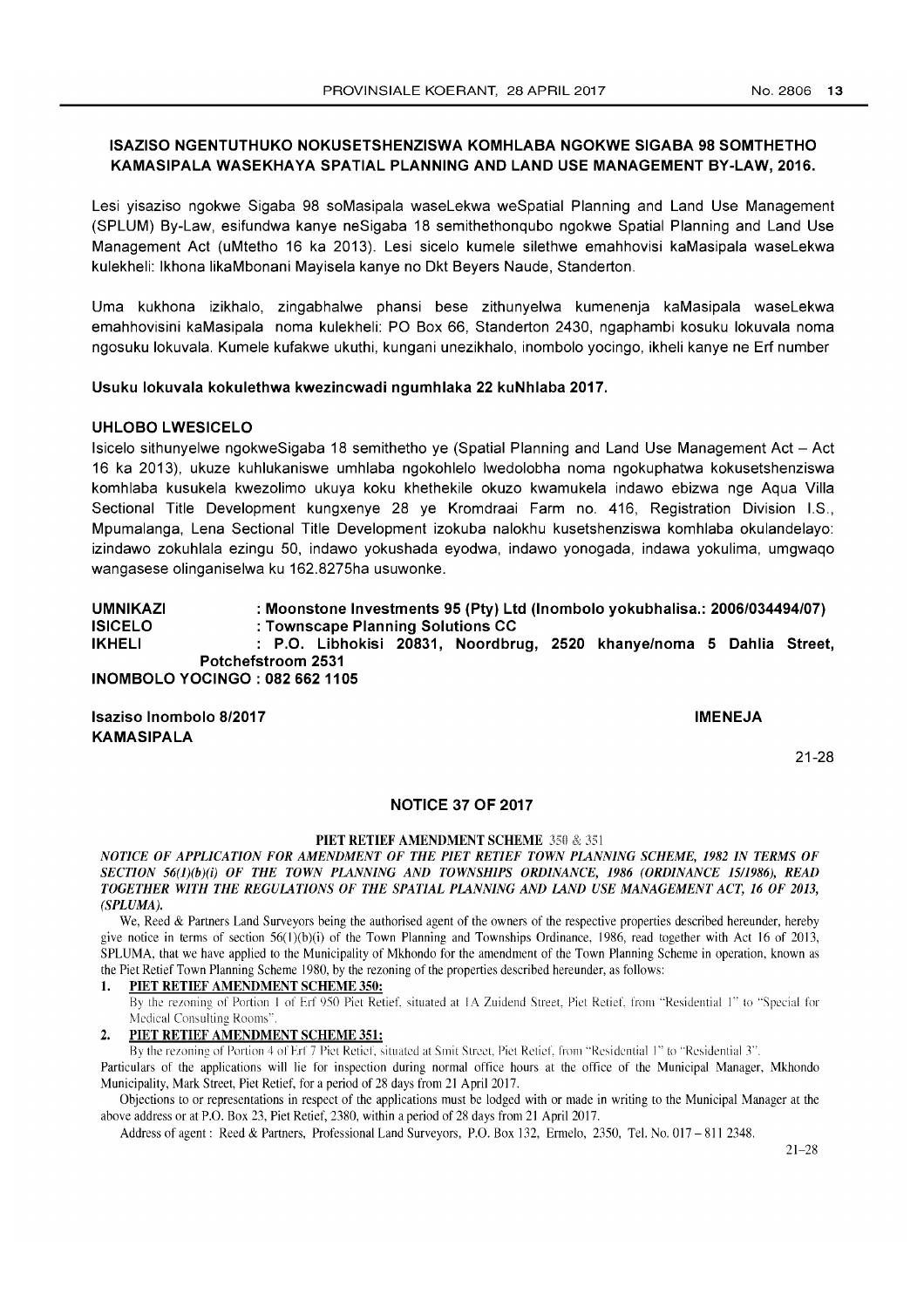**ISAZISO NGENTUTHUKO NOKUSETSHENZISWA KOMHLABA NGOKWE SIGABA 98 SOMTHETHO KAMASIPALA WASEKHAYA SPATIAL PLANNING AND LAND USE MANAGEMENT BY-LAW, 2016.**

Lesi yisaziso ngokwe Sigaba 98 soMasipala waseLekwa weSpatial Planning and Land Use Management (SPLUM) By-Law, esifundwa kanye neSigaba 18 semithethonqubo ngokwe Spatial Planning and Land Use Management Act (uMtetho 16 ka 2013). Lesi sicelo kumele silethwe emahhovisi kaMasipala waseLekwa kulekheli: Ikhona likaMbonani Mayisela kanye no Dkt Beyers Naude, Standerton.

Uma kukhona izikhalo, zingabhalwe phansi bese zithunyelwa kumenenja kaMasipala waseLekwa emahhovisini kaMasipala noma kulekheli: PO Box 66, Standerton 2430, ngaphambi kosuku lokuvala noma ngosuku lokuvala. Kumele kufakwe ukuthi, kungani unezikhalo, inombolo yocingo, ikheli kanye ne Erf number

**Usuku lokuvala kokulethwa kwezincwadi ngumhlaka 22 kuNhlaba 2017.**

**UHLOBO LWESICELO**

Isicelo sithunyelwe ngokweSigaba 18 semithetho ye (Spatial Planning and Land Use Management Act – Act 16 ka 2013), ukuze kuhlukaniswe umhlaba ngokohlelo lwedolobha noma ngokuphatwa kokusetshenziswa komhlaba kusukela kwezolimo ukuya koku khethekile okuzo kwamukela indawo ebizwa nge Aqua Villa Sectional Title Development kungxenye 28 ye Kromdraai Farm no. 416, Registration Division I.S., Mpumalanga, Lena Sectional Title Development izokuba nalokhu kusetshenziswa komhlaba okulandelayo: izindawo zokuhlala ezingu 50, indawo yokushada eyodwa, indawo yonogada, indawa yokulima, umgwaqo wangasese olinganiselwa ku 162.8275ha usuwonke.

**UMNIKAZI : Moonstone Investments 95 (Pty) Ltd (Inombolo yokubhalisa.: 2006/034494/07)**
**ISICELO : Townscape Planning Solutions CC**
**IKHELI : P.O. Libhokisi 20831, Noordbrug, 2520 khanye/noma 5 Dahlia Street, Potchefstroom 2531**
**INOMBOLO YOCINGO : 082 662 1105**

**Isaziso Inombolo 8/2017** **IMENEJA KAMASIPALA**

21-28

## NOTICE 37 OF 2017

**PIET RETIEF AMENDMENT SCHEME 350 & 351**

***NOTICE OF APPLICATION FOR AMENDMENT OF THE PIET RETIEF TOWN PLANNING SCHEME, 1982 IN TERMS OF SECTION 56(1)(b)(i) OF THE TOWN PLANNING AND TOWNSHIPS ORDINANCE, 1986 (ORDINANCE 15/1986), READ TOGETHER WITH THE REGULATIONS OF THE SPATIAL PLANNING AND LAND USE MANAGEMENT ACT, 16 OF 2013, (SPLUMA).***

We, Reed & Partners Land Surveyors being the authorised agent of the owners of the respective properties described hereunder, hereby give notice in terms of section 56(1)(b)(i) of the Town Planning and Townships Ordinance, 1986, read together with Act 16 of 2013, SPLUMA, that we have applied to the Municipality of Mkhondo for the amendment of the Town Planning Scheme in operation, known as the Piet Retief Town Planning Scheme 1980, by the rezoning of the properties described hereunder, as follows:

1. **PIET RETIEF AMENDMENT SCHEME 350:**
   By the rezoning of Portion 1 of Erf 950 Piet Retief, situated at 1A Zuidend Street, Piet Retief, from "Residential 1" to "Special for Medical Consulting Rooms".
2. **PIET RETIEF AMENDMENT SCHEME 351:**
   By the rezoning of Portion 4 of Erf 7 Piet Retief, situated at Smit Street, Piet Retief, from "Residential 1" to "Residential 3".

Particulars of the applications will lie for inspection during normal office hours at the office of the Municipal Manager, Mkhondo Municipality, Mark Street, Piet Retief, for a period of 28 days from 21 April 2017.

Objections to or representations in respect of the applications must be lodged with or made in writing to the Municipal Manager at the above address or at P.O. Box 23, Piet Retief, 2380, within a period of 28 days from 21 April 2017.

Address of agent : Reed & Partners, Professional Land Surveyors, P.O. Box 132, Ermelo, 2350, Tel. No. 017 – 811 2348.

21–28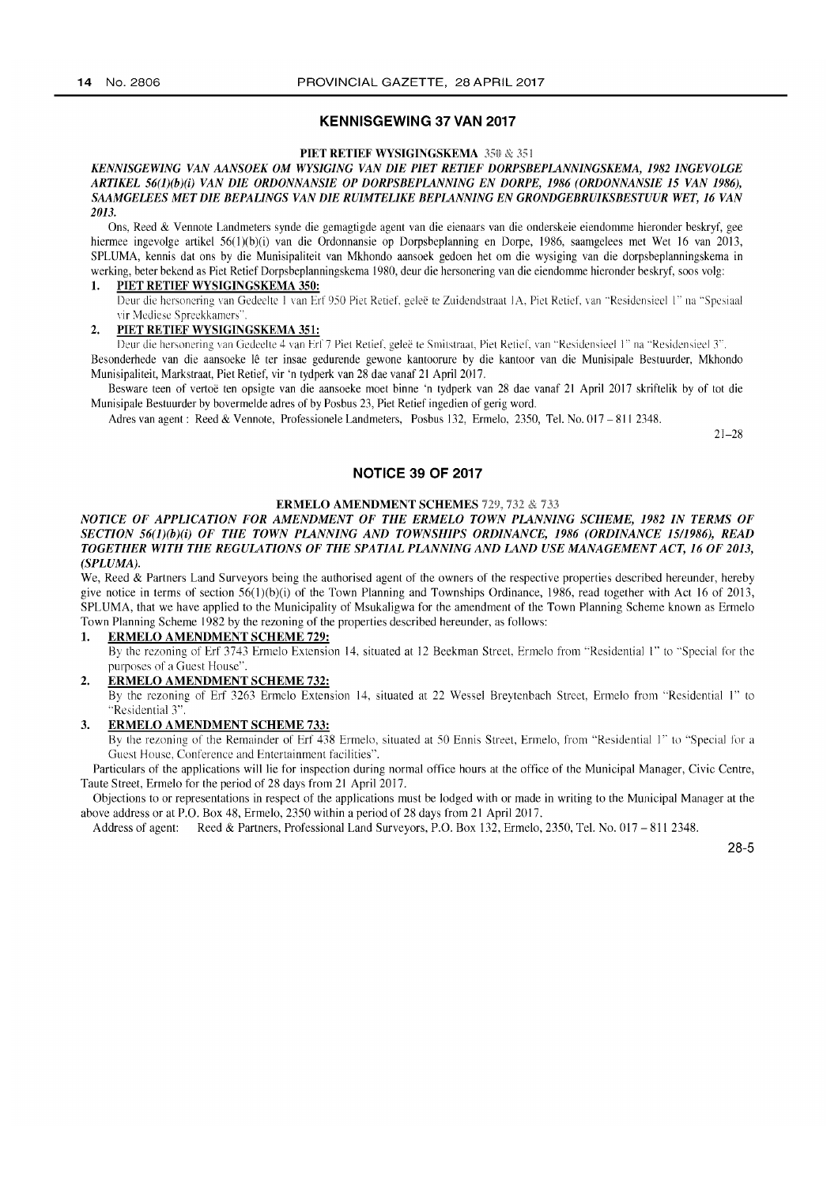## KENNISGEWING 37 VAN 2017

**PIET RETIEF WYSIGINGSKEMA 350 & 351**

***KENNISGEWING VAN AANSOEK OM WYSIGING VAN DIE PIET RETIEF DORPSBEPLANNINGSKEMA, 1982 INGEVOLGE ARTIKEL 56(1)(b)(i) VAN DIE ORDONNANSIE OP DORPSBEPLANNING EN DORPE, 1986 (ORDONNANSIE 15 VAN 1986), SAAMGELEES MET DIE BEPALINGS VAN DIE RUIMTELIKE BEPLANNING EN GRONDGEBRUIKSBESTUUR WET, 16 VAN 2013.***

Ons, Reed & Vennote Landmeters synde die gemagtigde agent van die eienaars van die onderskeie eiendomme hieronder beskryf, gee hiermee ingevolge artikel 56(1)(b)(i) van die Ordonnansie op Dorpsbeplanning en Dorpe, 1986, saamgelees met Wet 16 van 2013, SPLUMA, kennis dat ons by die Munisipaliteit van Mkhondo aansoek gedoen het om die wysiging van die dorpsbeplanningskema in werking, beter bekend as Piet Retief Dorpsbeplanningskema 1980, deur die hersonering van die eiendomme hieronder beskryf, soos volg:

1. **PIET RETIEF WYSIGINGSKEMA 350:**
   Deur die hersonering van Gedeelte 1 van Erf 950 Piet Retief, geleë te Zuidendstraat 1A, Piet Retief, van "Residensieel 1" na "Spesiaal vir Mediese Spreekkamers".
2. **PIET RETIEF WYSIGINGSKEMA 351:**
   Deur die hersonering van Gedeelte 4 van Erf 7 Piet Retief, geleë te Smitstraat, Piet Retief, van "Residensieel 1" na "Residensieel 3".

Besonderhede van die aansoeke lê ter insae gedurende gewone kantoorure by die kantoor van die Munisipale Bestuurder, Mkhondo Munisipaliteit, Markstraat, Piet Retief, vir 'n tydperk van 28 dae vanaf 21 April 2017.

Besware teen of vertoë ten opsigte van die aansoeke moet binne 'n tydperk van 28 dae vanaf 21 April 2017 skriftelik by of tot die Munisipale Bestuurder by bovermelde adres of by Posbus 23, Piet Retief ingedien of gerig word.

Adres van agent: Reed & Vennote, Professionele Landmeters, Posbus 132, Ermelo, 2350, Tel. No. 017 – 811 2348.

21–28

## NOTICE 39 OF 2017

**ERMELO AMENDMENT SCHEMES 729, 732 & 733**

***NOTICE OF APPLICATION FOR AMENDMENT OF THE ERMELO TOWN PLANNING SCHEME, 1982 IN TERMS OF SECTION 56(1)(b)(i) OF THE TOWN PLANNING AND TOWNSHIPS ORDINANCE, 1986 (ORDINANCE 15/1986), READ TOGETHER WITH THE REGULATIONS OF THE SPATIAL PLANNING AND LAND USE MANAGEMENT ACT, 16 OF 2013, (SPLUMA).***

We, Reed & Partners Land Surveyors being the authorised agent of the owners of the respective properties described hereunder, hereby give notice in terms of section 56(1)(b)(i) of the Town Planning and Townships Ordinance, 1986, read together with Act 16 of 2013, SPLUMA, that we have applied to the Municipality of Msukaligwa for the amendment of the Town Planning Scheme known as Ermelo Town Planning Scheme 1982 by the rezoning of the properties described hereunder, as follows:

1. **ERMELO AMENDMENT SCHEME 729:**
   By the rezoning of Erf 3743 Ermelo Extension 14, situated at 12 Beekman Street, Ermelo from "Residential 1" to "Special for the purposes of a Guest House".
2. **ERMELO AMENDMENT SCHEME 732:**
   By the rezoning of Erf 3263 Ermelo Extension 14, situated at 22 Wessel Breytenbach Street, Ermelo from "Residential 1" to "Residential 3".
3. **ERMELO AMENDMENT SCHEME 733:**
   By the rezoning of the Remainder of Erf 438 Ermelo, situated at 50 Ennis Street, Ermelo, from "Residential 1" to "Special for a Guest House, Conference and Entertainment facilities".

Particulars of the applications will lie for inspection during normal office hours at the office of the Municipal Manager, Civic Centre, Taute Street, Ermelo for the period of 28 days from 21 April 2017.

Objections to or representations in respect of the applications must be lodged with or made in writing to the Municipal Manager at the above address or at P.O. Box 48, Ermelo, 2350 within a period of 28 days from 21 April 2017.

Address of agent: Reed & Partners, Professional Land Surveyors, P.O. Box 132, Ermelo, 2350, Tel. No. 017 – 811 2348.

28-5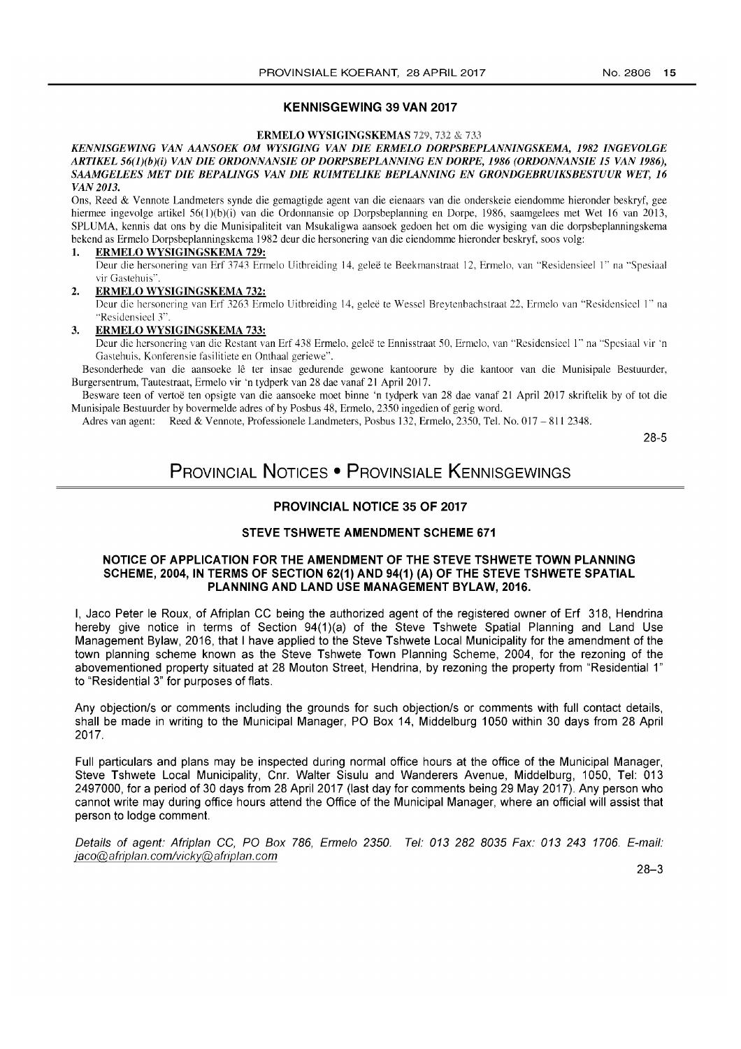## KENNISGEWING 39 VAN 2017

**ERMELO WYSIGINGSKEMAS 729, 732 & 733**

***KENNISGEWING VAN AANSOEK OM WYSIGING VAN DIE ERMELO DORPSBEPLANNINGSKEMA, 1982 INGEVOLGE ARTIKEL 56(1)(b)(i) VAN DIE ORDONNANSIE OP DORPSBEPLANNING EN DORPE, 1986 (ORDONNANSIE 15 VAN 1986), SAAMGELEES MET DIE BEPALINGS VAN DIE RUIMTELIKE BEPLANNING EN GRONDGEBRUIKSBESTUUR WET, 16 VAN 2013.***

Ons, Reed & Vennote Landmeters synde die gemagtigde agent van die eienaars van die onderskeie eiendomme hieronder beskryf, gee hiermee ingevolge artikel 56(1)(b)(i) van die Ordonnansie op Dorpsbeplanning en Dorpe, 1986, saamgelees met Wet 16 van 2013, SPLUMA, kennis dat ons by die Munisipaliteit van Msukaligwa aansoek gedoen het om die wysiging van die dorpsbeplanningskema bekend as Ermelo Dorpsbeplanningskema 1982 deur die hersonering van die eiendomme hieronder beskryf, soos volg:

1. **ERMELO WYSIGINGSKEMA 729:**
   Deur die hersonering van Erf 3743 Ermelo Uitbreiding 14, geleë te Beekmanstraat 12, Ermelo, van "Residensieel 1" na "Spesiaal vir Gastehuis".
2. **ERMELO WYSIGINGSKEMA 732:**
   Deur die hersonering van Erf 3263 Ermelo Uitbreiding 14, geleë te Wessel Breytenbachstraat 22, Ermelo van "Residensieel 1" na "Residensieel 3".
3. **ERMELO WYSIGINGSKEMA 733:**
   Deur die hersonering van die Restant van Erf 438 Ermelo, geleë te Ennisstraat 50, Ermelo, van "Residensieel 1" na "Spesiaal vir 'n Gastehuis, Konferensie fasiliteite en Onthaal geriewe".

Besonderhede van die aansoeke lê ter insae gedurende gewone kantoorure by die kantoor van die Munisipale Bestuurder, Burgersentrum, Tautestraat, Ermelo vir 'n tydperk van 28 dae vanaf 21 April 2017.

Besware teen of vertoë ten opsigte van die aansoeke moet binne 'n tydperk van 28 dae vanaf 21 April 2017 skriftelik by of tot die Munisipale Bestuurder by bovermelde adres of by Posbus 48, Ermelo, 2350 ingedien of gerig word.

Adres van agent: Reed & Vennote, Professionele Landmeters, Posbus 132, Ermelo, 2350, Tel. No. 017 – 811 2348.

28-5

# Provincial Notices • Provinsiale Kennisgewings

## PROVINCIAL NOTICE 35 OF 2017

### STEVE TSHWETE AMENDMENT SCHEME 671

### NOTICE OF APPLICATION FOR THE AMENDMENT OF THE STEVE TSHWETE TOWN PLANNING SCHEME, 2004, IN TERMS OF SECTION 62(1) AND 94(1) (A) OF THE STEVE TSHWETE SPATIAL PLANNING AND LAND USE MANAGEMENT BYLAW, 2016.

I, Jaco Peter le Roux, of Afriplan CC being the authorized agent of the registered owner of Erf 318, Hendrina hereby give notice in terms of Section 94(1)(a) of the Steve Tshwete Spatial Planning and Land Use Management Bylaw, 2016, that I have applied to the Steve Tshwete Local Municipality for the amendment of the town planning scheme known as the Steve Tshwete Town Planning Scheme, 2004, for the rezoning of the abovementioned property situated at 28 Mouton Street, Hendrina, by rezoning the property from "Residential 1" to "Residential 3" for purposes of flats.

Any objection/s or comments including the grounds for such objection/s or comments with full contact details, shall be made in writing to the Municipal Manager, PO Box 14, Middelburg 1050 within 30 days from 28 April 2017.

Full particulars and plans may be inspected during normal office hours at the office of the Municipal Manager, Steve Tshwete Local Municipality, Cnr. Walter Sisulu and Wanderers Avenue, Middelburg, 1050, Tel: 013 2497000, for a period of 30 days from 28 April 2017 (last day for comments being 29 May 2017). Any person who cannot write may during office hours attend the Office of the Municipal Manager, where an official will assist that person to lodge comment.

*Details of agent: Afriplan CC, PO Box 786, Ermelo 2350. Tel: 013 282 8035 Fax: 013 243 1706. E-mail: jaco@afriplan.com/vicky@afriplan.com*

28–3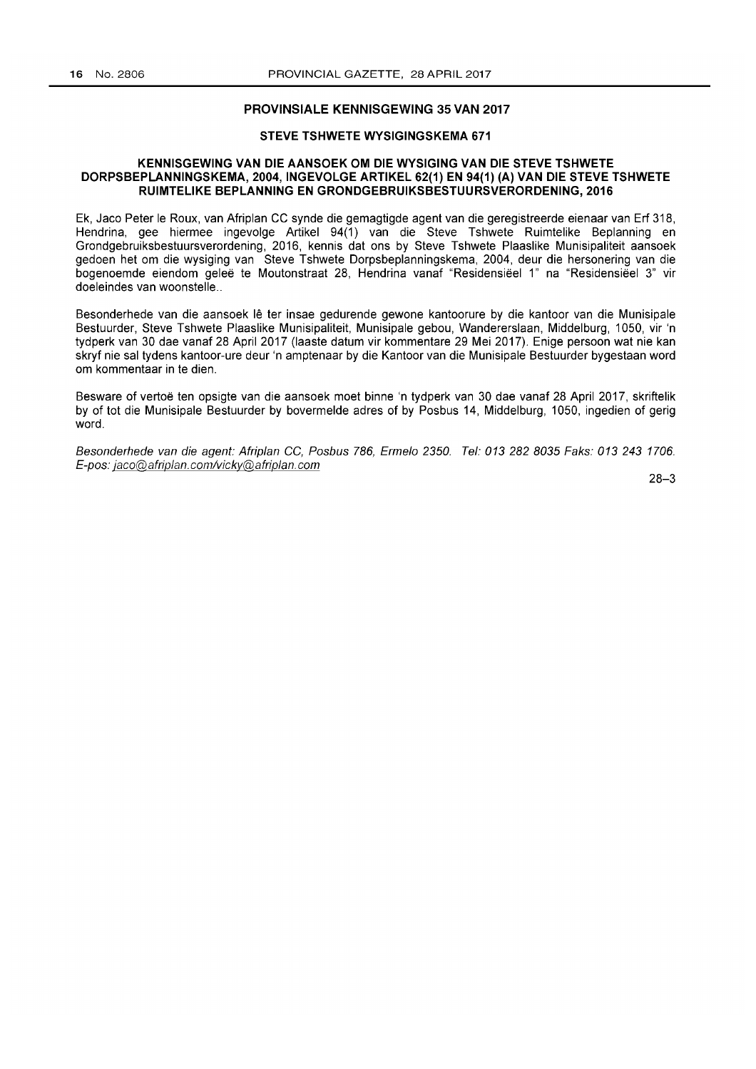## PROVINSIALE KENNISGEWING 35 VAN 2017

### STEVE TSHWETE WYSIGINGSKEMA 671

### KENNISGEWING VAN DIE AANSOEK OM DIE WYSIGING VAN DIE STEVE TSHWETE DORPSBEPLANNINGSKEMA, 2004, INGEVOLGE ARTIKEL 62(1) EN 94(1) (A) VAN DIE STEVE TSHWETE RUIMTELIKE BEPLANNING EN GRONDGEBRUIKSBESTUURSVERORDENING, 2016

Ek, Jaco Peter le Roux, van Afriplan CC synde die gemagtigde agent van die geregistreerde eienaar van Erf 318, Hendrina, gee hiermee ingevolge Artikel 94(1) van die Steve Tshwete Ruimtelike Beplanning en Grondgebruiksbestuursverordening, 2016, kennis dat ons by Steve Tshwete Plaaslike Munisipaliteit aansoek gedoen het om die wysiging van Steve Tshwete Dorpsbeplanningskema, 2004, deur die hersonering van die bogenoemde eiendom geleë te Moutonstraat 28, Hendrina vanaf "Residensiëel 1" na "Residensiëel 3" vir doeleindes van woonstelle..

Besonderhede van die aansoek lê ter insae gedurende gewone kantoorure by die kantoor van die Munisipale Bestuurder, Steve Tshwete Plaaslike Munisipaliteit, Munisipale gebou, Wandererslaan, Middelburg, 1050, vir 'n tydperk van 30 dae vanaf 28 April 2017 (laaste datum vir kommentare 29 Mei 2017). Enige persoon wat nie kan skryf nie sal tydens kantoor-ure deur 'n amptenaar by die Kantoor van die Munisipale Bestuurder bygestaan word om kommentaar in te dien.

Besware of vertoë ten opsigte van die aansoek moet binne 'n tydperk van 30 dae vanaf 28 April 2017, skriftelik by of tot die Munisipale Bestuurder by bovermelde adres of by Posbus 14, Middelburg, 1050, ingedien of gerig word.

*Besonderhede van die agent: Afriplan CC, Posbus 786, Ermelo 2350. Tel: 013 282 8035 Faks: 013 243 1706. E-pos: jaco@afriplan.com/vicky@afriplan.com*

28–3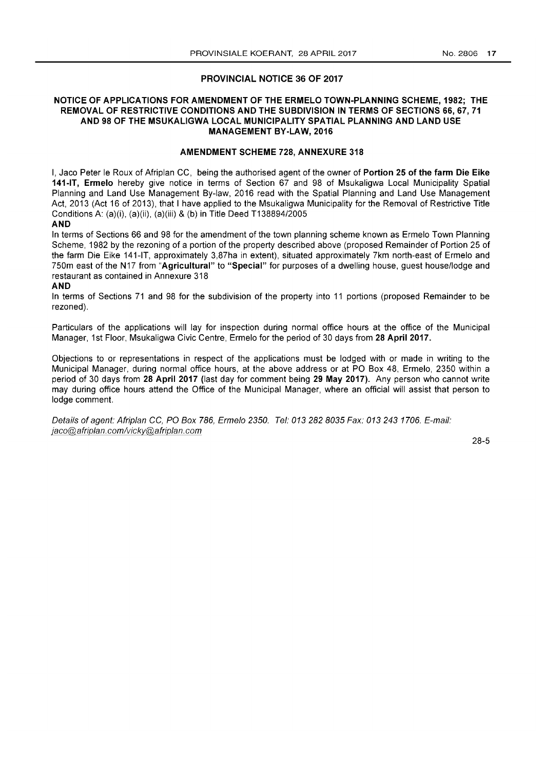## PROVINCIAL NOTICE 36 OF 2017

### NOTICE OF APPLICATIONS FOR AMENDMENT OF THE ERMELO TOWN-PLANNING SCHEME, 1982; THE REMOVAL OF RESTRICTIVE CONDITIONS AND THE SUBDIVISION IN TERMS OF SECTIONS 66, 67, 71 AND 98 OF THE MSUKALIGWA LOCAL MUNICIPALITY SPATIAL PLANNING AND LAND USE MANAGEMENT BY-LAW, 2016

### AMENDMENT SCHEME 728, ANNEXURE 318

I, Jaco Peter le Roux of Afriplan CC, being the authorised agent of the owner of **Portion 25 of the farm Die Eike 141-IT, Ermelo** hereby give notice in terms of Section 67 and 98 of Msukaligwa Local Municipality Spatial Planning and Land Use Management By-law, 2016 read with the Spatial Planning and Land Use Management Act, 2013 (Act 16 of 2013), that I have applied to the Msukaligwa Municipality for the Removal of Restrictive Title Conditions A: (a)(i), (a)(ii), (a)(iii) & (b) in Title Deed T138894/2005

**AND**

In terms of Sections 66 and 98 for the amendment of the town planning scheme known as Ermelo Town Planning Scheme, 1982 by the rezoning of a portion of the property described above (proposed Remainder of Portion 25 of the farm Die Eike 141-IT, approximately 3,87ha in extent), situated approximately 7km north-east of Ermelo and 750m east of the N17 from "**Agricultural**" to "**Special**" for purposes of a dwelling house, guest house/lodge and restaurant as contained in Annexure 318

**AND**

In terms of Sections 71 and 98 for the subdivision of the property into 11 portions (proposed Remainder to be rezoned).

Particulars of the applications will lay for inspection during normal office hours at the office of the Municipal Manager, 1st Floor, Msukaligwa Civic Centre, Ermelo for the period of 30 days from **28 April 2017.**

Objections to or representations in respect of the applications must be lodged with or made in writing to the Municipal Manager, during normal office hours, at the above address or at PO Box 48, Ermelo, 2350 within a period of 30 days from **28 April 2017** (last day for comment being **29 May 2017).** Any person who cannot write may during office hours attend the Office of the Municipal Manager, where an official will assist that person to lodge comment.

*Details of agent: Afriplan CC, PO Box 786, Ermelo 2350. Tel: 013 282 8035 Fax: 013 243 1706. E-mail: jaco@afriplan.com/vicky@afriplan.com*

28-5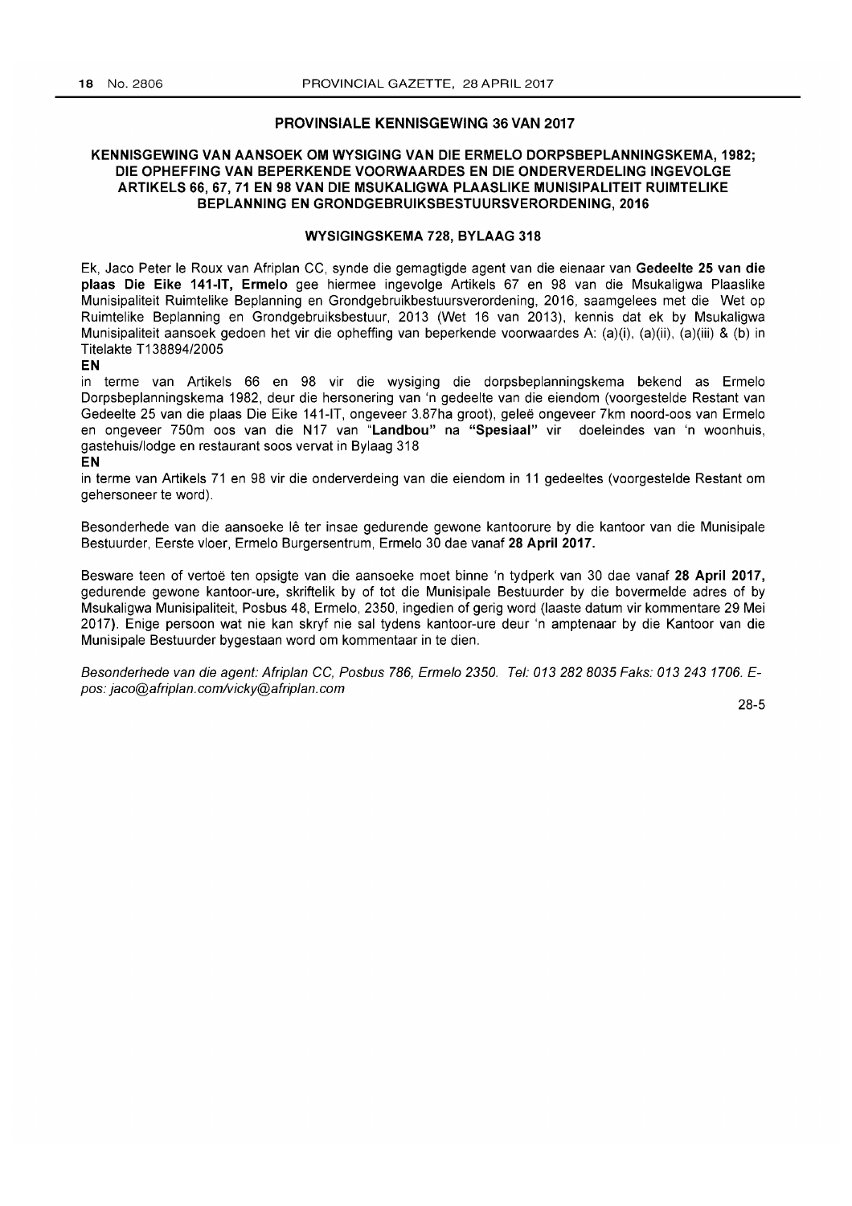## PROVINSIALE KENNISGEWING 36 VAN 2017

### KENNISGEWING VAN AANSOEK OM WYSIGING VAN DIE ERMELO DORPSBEPLANNINGSKEMA, 1982; DIE OPHEFFING VAN BEPERKENDE VOORWAARDES EN DIE ONDERVERDELING INGEVOLGE ARTIKELS 66, 67, 71 EN 98 VAN DIE MSUKALIGWA PLAASLIKE MUNISIPALITEIT RUIMTELIKE BEPLANNING EN GRONDGEBRUIKSBESTUURSVERORDENING, 2016

### WYSIGINGSKEMA 728, BYLAAG 318

Ek, Jaco Peter le Roux van Afriplan CC, synde die gemagtigde agent van die eienaar van **Gedeelte 25 van die plaas Die Eike 141-IT, Ermelo** gee hiermee ingevolge Artikels 67 en 98 van die Msukaligwa Plaaslike Munisipaliteit Ruimtelike Beplanning en Grondgebruikbestuursverordening, 2016, saamgelees met die Wet op Ruimtelike Beplanning en Grondgebruiksbestuur, 2013 (Wet 16 van 2013), kennis dat ek by Msukaligwa Munisipaliteit aansoek gedoen het vir die opheffing van beperkende voorwaardes A: (a)(i), (a)(ii), (a)(iii) & (b) in Titelakte T138894/2005

**EN**

in terme van Artikels 66 en 98 vir die wysiging die dorpsbeplanningskema bekend as Ermelo Dorpsbeplanningskema 1982, deur die hersonering van 'n gedeelte van die eiendom (voorgestelde Restant van Gedeelte 25 van die plaas Die Eike 141-IT, ongeveer 3.87ha groot), geleë ongeveer 7km noord-oos van Ermelo en ongeveer 750m oos van die N17 van "**Landbou"** na **"Spesiaal"** vir doeleindes van 'n woonhuis, gastehuis/lodge en restaurant soos vervat in Bylaag 318

**EN**

in terme van Artikels 71 en 98 vir die onderverdeing van die eiendom in 11 gedeeltes (voorgestelde Restant om gehersoneer te word).

Besonderhede van die aansoeke lê ter insae gedurende gewone kantoorure by die kantoor van die Munisipale Bestuurder, Eerste vloer, Ermelo Burgersentrum, Ermelo 30 dae vanaf **28 April 2017.**

Besware teen of vertoë ten opsigte van die aansoeke moet binne 'n tydperk van 30 dae vanaf **28 April 2017,** gedurende gewone kantoor-ure, skriftelik by of tot die Munisipale Bestuurder by die bovermelde adres of by Msukaligwa Munisipaliteit, Posbus 48, Ermelo, 2350, ingedien of gerig word (laaste datum vir kommentare 29 Mei 2017). Enige persoon wat nie kan skryf nie sal tydens kantoor-ure deur 'n amptenaar by die Kantoor van die Munisipale Bestuurder bygestaan word om kommentaar in te dien.

*Besonderhede van die agent: Afriplan CC, Posbus 786, Ermelo 2350. Tel: 013 282 8035 Faks: 013 243 1706. E-pos: jaco@afriplan.com/vicky@afriplan.com*

28-5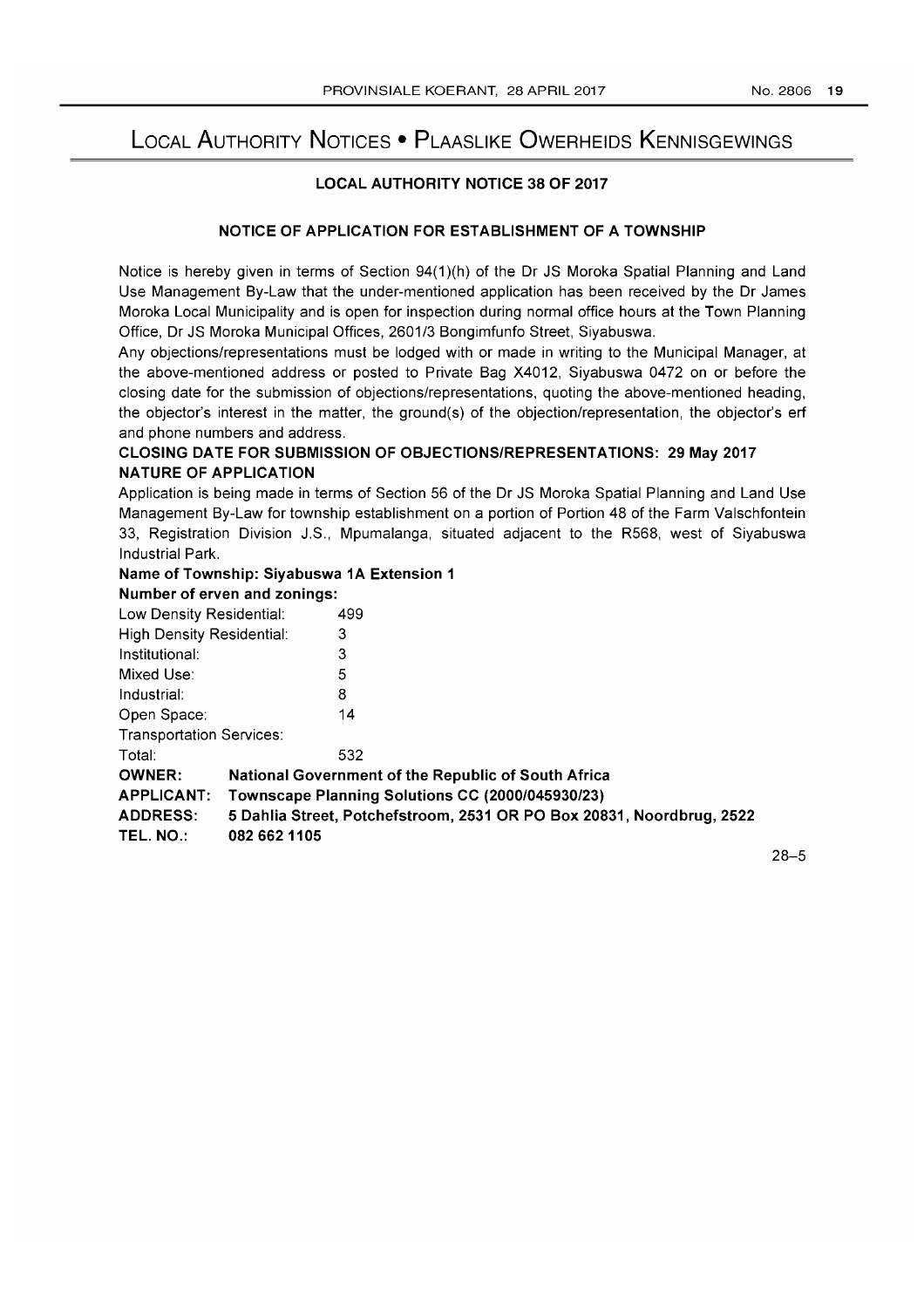# LOCAL AUTHORITY NOTICES • PLAASLIKE OWERHEIDS KENNISGEWINGS

## LOCAL AUTHORITY NOTICE 38 OF 2017

### NOTICE OF APPLICATION FOR ESTABLISHMENT OF A TOWNSHIP

Notice is hereby given in terms of Section 94(1)(h) of the Dr JS Moroka Spatial Planning and Land Use Management By-Law that the under-mentioned application has been received by the Dr James Moroka Local Municipality and is open for inspection during normal office hours at the Town Planning Office, Dr JS Moroka Municipal Offices, 2601/3 Bongimfunfo Street, Siyabuswa.

Any objections/representations must be lodged with or made in writing to the Municipal Manager, at the above-mentioned address or posted to Private Bag X4012, Siyabuswa 0472 on or before the closing date for the submission of objections/representations, quoting the above-mentioned heading, the objector's interest in the matter, the ground(s) of the objection/representation, the objector's erf and phone numbers and address.

**CLOSING DATE FOR SUBMISSION OF OBJECTIONS/REPRESENTATIONS: 29 May 2017**

**NATURE OF APPLICATION**

Application is being made in terms of Section 56 of the Dr JS Moroka Spatial Planning and Land Use Management By-Law for township establishment on a portion of Portion 48 of the Farm Valschfontein 33, Registration Division J.S., Mpumalanga, situated adjacent to the R568, west of Siyabuswa Industrial Park.

**Name of Township: Siyabuswa 1A Extension 1**

**Number of erven and zonings:**

| | |
|---|---|
| Low Density Residential: | 499 |
| High Density Residential: | 3 |
| Institutional: | 3 |
| Mixed Use: | 5 |
| Industrial: | 8 |
| Open Space: | 14 |
| Transportation Services: | |
| Total: | 532 |

**OWNER:** **National Government of the Republic of South Africa**

**APPLICANT:** **Townscape Planning Solutions CC (2000/045930/23)**

**ADDRESS:** **5 Dahlia Street, Potchefstroom, 2531 OR PO Box 20831, Noordbrug, 2522**

**TEL. NO.:** **082 662 1105**

28–5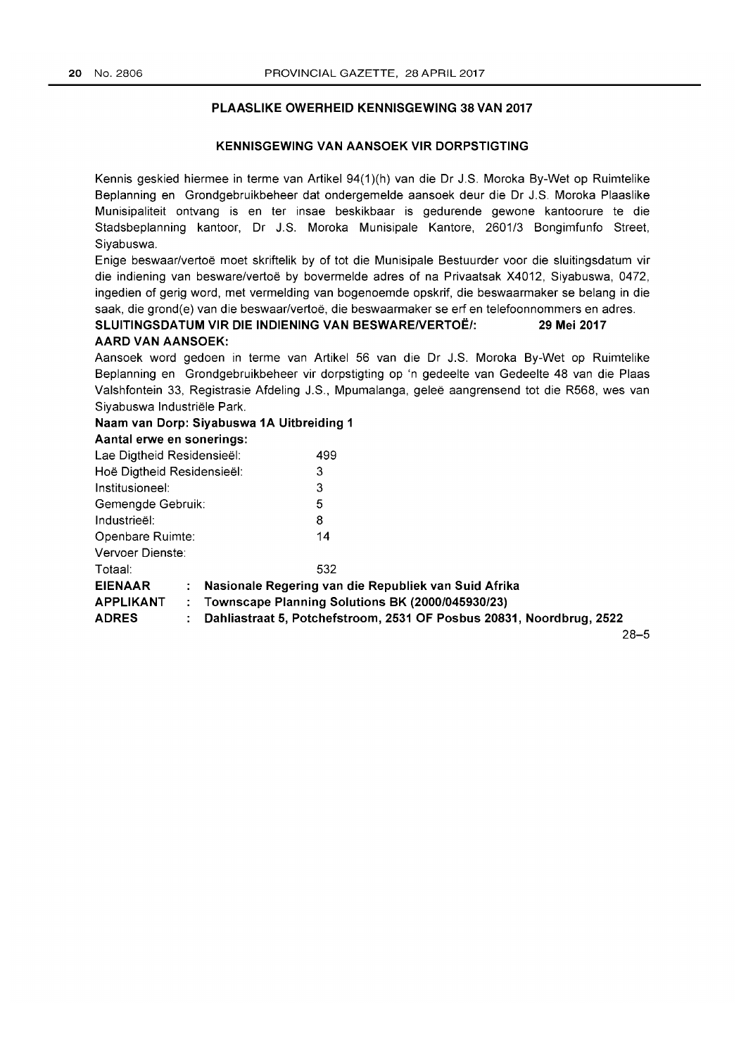## PLAASLIKE OWERHEID KENNISGEWING 38 VAN 2017

### KENNISGEWING VAN AANSOEK VIR DORPSTIGTING

Kennis geskied hiermee in terme van Artikel 94(1)(h) van die Dr J.S. Moroka By-Wet op Ruimtelike Beplanning en Grondgebruikbeheer dat ondergemelde aansoek deur die Dr J.S. Moroka Plaaslike Munisipaliteit ontvang is en ter insae beskikbaar is gedurende gewone kantoorure te die Stadsbeplanning kantoor, Dr J.S. Moroka Munisipale Kantore, 2601/3 Bongimfunfo Street, Siyabuswa.

Enige beswaar/vertoë moet skriftelik by of tot die Munisipale Bestuurder voor die sluitingsdatum vir die indiening van besware/vertoë by bovermelde adres of na Privaatsak X4012, Siyabuswa, 0472, ingedien of gerig word, met vermelding van bogenoemde opskrif, die beswaarmaker se belang in die saak, die grond(e) van die beswaar/vertoë, die beswaarmaker se erf en telefoonnommers en adres.

**SLUITINGSDATUM VIR DIE INDIENING VAN BESWARE/VERTOË/: 29 Mei 2017**

**AARD VAN AANSOEK:**

Aansoek word gedoen in terme van Artikel 56 van die Dr J.S. Moroka By-Wet op Ruimtelike Beplanning en Grondgebruikbeheer vir dorpstigting op 'n gedeelte van Gedeelte 48 van die Plaas Valshfontein 33, Registrasie Afdeling J.S., Mpumalanga, geleë aangrensend tot die R568, wes van Siyabuswa Industriële Park.

**Naam van Dorp: Siyabuswa 1A Uitbreiding 1**

**Aantal erwe en sonerings:**

| | |
|---|---|
| Lae Digtheid Residensieël: | 499 |
| Hoë Digtheid Residensieël: | 3 |
| Institusioneel: | 3 |
| Gemengde Gebruik: | 5 |
| Industrieël: | 8 |
| Openbare Ruimte: | 14 |
| Vervoer Dienste: | |
| Totaal: | 532 |

**EIENAAR : Nasionale Regering van die Republiek van Suid Afrika**
**APPLIKANT : Townscape Planning Solutions BK (2000/045930/23)**
**ADRES : Dahliastraat 5, Potchefstroom, 2531 OF Posbus 20831, Noordbrug, 2522**

28–5